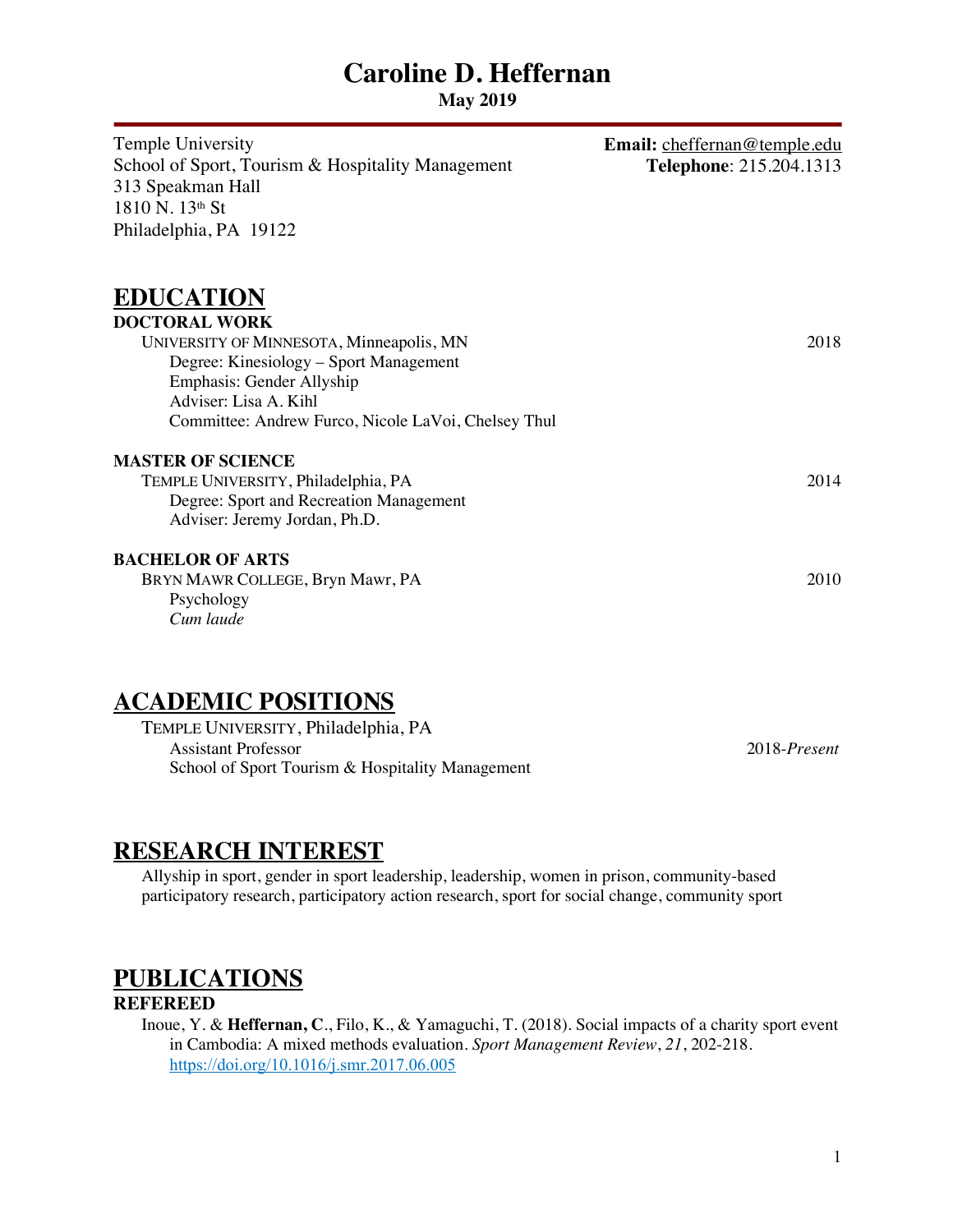# Caroline D. Heffernan

**May 2019**

Temple University
School of Sport, Tourism & Hospitality Management
313 Speakman Hall
1810 N. 13th St
Philadelphia, PA 19122

**Email:** cheffernan@temple.edu
**Telephone**: 215.204.1313

## EDUCATION

### DOCTORAL WORK

UNIVERSITY OF MINNESOTA, Minneapolis, MN — 2018
Degree: Kinesiology – Sport Management
Emphasis: Gender Allyship
Adviser: Lisa A. Kihl
Committee: Andrew Furco, Nicole LaVoi, Chelsey Thul

### MASTER OF SCIENCE

TEMPLE UNIVERSITY, Philadelphia, PA — 2014
Degree: Sport and Recreation Management
Adviser: Jeremy Jordan, Ph.D.

### BACHELOR OF ARTS

BRYN MAWR COLLEGE, Bryn Mawr, PA — 2010
Psychology
*Cum laude*

## ACADEMIC POSITIONS

TEMPLE UNIVERSITY, Philadelphia, PA
Assistant Professor — 2018-*Present*
School of Sport Tourism & Hospitality Management

## RESEARCH INTEREST

Allyship in sport, gender in sport leadership, leadership, women in prison, community-based participatory research, participatory action research, sport for social change, community sport

## PUBLICATIONS

### REFEREED

Inoue, Y. & **Heffernan, C**., Filo, K., & Yamaguchi, T. (2018). Social impacts of a charity sport event in Cambodia: A mixed methods evaluation. *Sport Management Review*, *21*, 202-218. https://doi.org/10.1016/j.smr.2017.06.005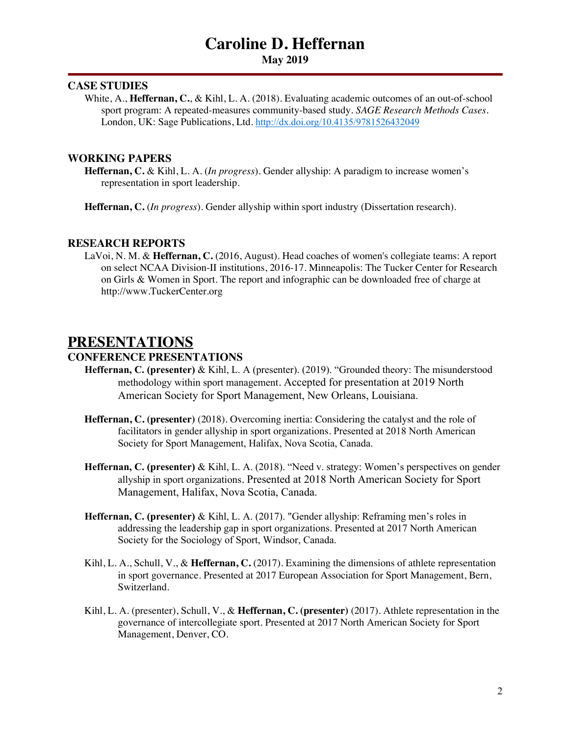## CASE STUDIES

White, A., **Heffernan, C.**, & Kihl, L. A. (2018). Evaluating academic outcomes of an out-of-school sport program: A repeated-measures community-based study. *SAGE Research Methods Cases*. London, UK: Sage Publications, Ltd. http://dx.doi.org/10.4135/9781526432049

## WORKING PAPERS

**Heffernan, C.** & Kihl, L. A. (*In progress*). Gender allyship: A paradigm to increase women's representation in sport leadership.

**Heffernan, C.** (*In progress*). Gender allyship within sport industry (Dissertation research).

## RESEARCH REPORTS

LaVoi, N. M. & **Heffernan, C.** (2016, August). Head coaches of women's collegiate teams: A report on select NCAA Division-II institutions, 2016-17. Minneapolis: The Tucker Center for Research on Girls & Women in Sport. The report and infographic can be downloaded free of charge at http://www.TuckerCenter.org

# PRESENTATIONS

## CONFERENCE PRESENTATIONS

**Heffernan, C. (presenter)** & Kihl, L. A (presenter). (2019). "Grounded theory: The misunderstood methodology within sport management. Accepted for presentation at 2019 North American Society for Sport Management, New Orleans, Louisiana.

**Heffernan, C. (presenter)** (2018). Overcoming inertia: Considering the catalyst and the role of facilitators in gender allyship in sport organizations. Presented at 2018 North American Society for Sport Management, Halifax, Nova Scotia, Canada.

**Heffernan, C. (presenter)** & Kihl, L. A. (2018). "Need v. strategy: Women's perspectives on gender allyship in sport organizations. Presented at 2018 North American Society for Sport Management, Halifax, Nova Scotia, Canada.

**Heffernan, C. (presenter)** & Kihl, L. A. (2017). "Gender allyship: Reframing men's roles in addressing the leadership gap in sport organizations. Presented at 2017 North American Society for the Sociology of Sport, Windsor, Canada.

Kihl, L. A., Schull, V., & **Heffernan, C.** (2017). Examining the dimensions of athlete representation in sport governance. Presented at 2017 European Association for Sport Management, Bern, Switzerland.

Kihl, L. A. (presenter), Schull, V., & **Heffernan, C. (presenter)** (2017). Athlete representation in the governance of intercollegiate sport. Presented at 2017 North American Society for Sport Management, Denver, CO.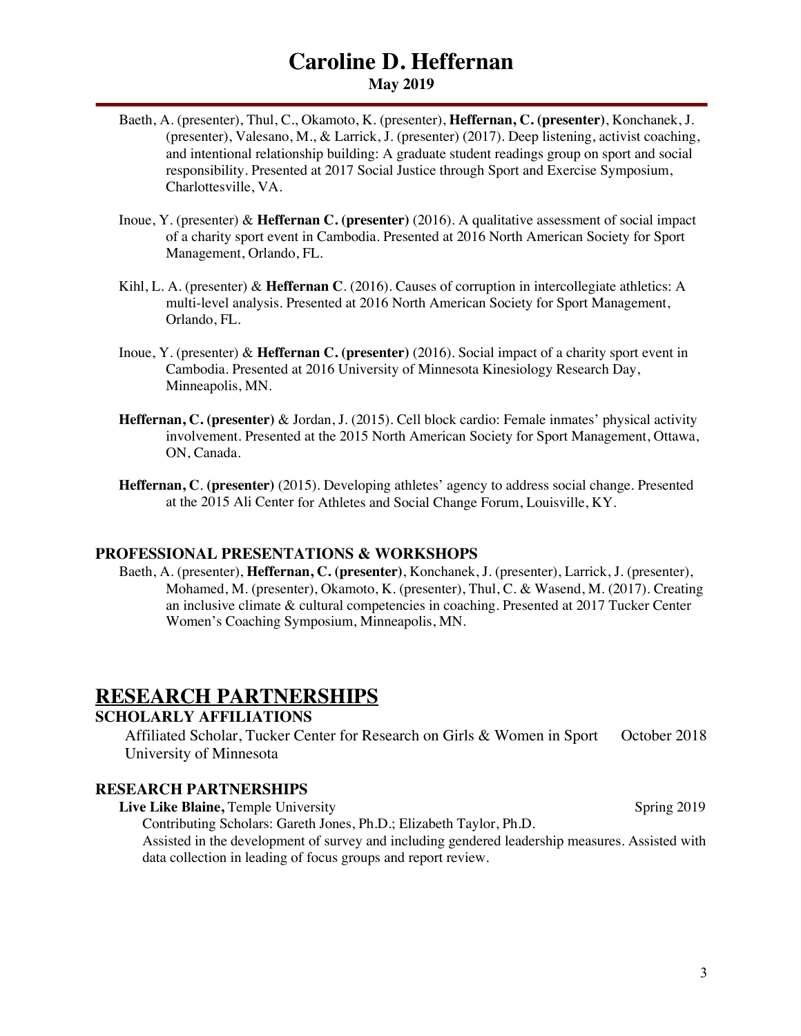Baeth, A. (presenter), Thul, C., Okamoto, K. (presenter), **Heffernan, C. (presenter)**, Konchanek, J. (presenter), Valesano, M., & Larrick, J. (presenter) (2017). Deep listening, activist coaching, and intentional relationship building: A graduate student readings group on sport and social responsibility. Presented at 2017 Social Justice through Sport and Exercise Symposium, Charlottesville, VA.

Inoue, Y. (presenter) & **Heffernan C. (presenter)** (2016). A qualitative assessment of social impact of a charity sport event in Cambodia. Presented at 2016 North American Society for Sport Management, Orlando, FL.

Kihl, L. A. (presenter) & **Heffernan C**. (2016). Causes of corruption in intercollegiate athletics: A multi-level analysis. Presented at 2016 North American Society for Sport Management, Orlando, FL.

Inoue, Y. (presenter) & **Heffernan C. (presenter)** (2016). Social impact of a charity sport event in Cambodia. Presented at 2016 University of Minnesota Kinesiology Research Day, Minneapolis, MN.

**Heffernan, C. (presenter)** & Jordan, J. (2015). Cell block cardio: Female inmates' physical activity involvement. Presented at the 2015 North American Society for Sport Management, Ottawa, ON, Canada.

**Heffernan, C. (presenter)** (2015). Developing athletes' agency to address social change. Presented at the 2015 Ali Center for Athletes and Social Change Forum, Louisville, KY.

### PROFESSIONAL PRESENTATIONS & WORKSHOPS

Baeth, A. (presenter), **Heffernan, C. (presenter)**, Konchanek, J. (presenter), Larrick, J. (presenter), Mohamed, M. (presenter), Okamoto, K. (presenter), Thul, C. & Wasend, M. (2017). Creating an inclusive climate & cultural competencies in coaching. Presented at 2017 Tucker Center Women's Coaching Symposium, Minneapolis, MN.

## RESEARCH PARTNERSHIPS

### SCHOLARLY AFFILIATIONS

Affiliated Scholar, Tucker Center for Research on Girls & Women in Sport — October 2018
University of Minnesota

### RESEARCH PARTNERSHIPS

**Live Like Blaine,** Temple University — Spring 2019

Contributing Scholars: Gareth Jones, Ph.D.; Elizabeth Taylor, Ph.D.

Assisted in the development of survey and including gendered leadership measures. Assisted with data collection in leading of focus groups and report review.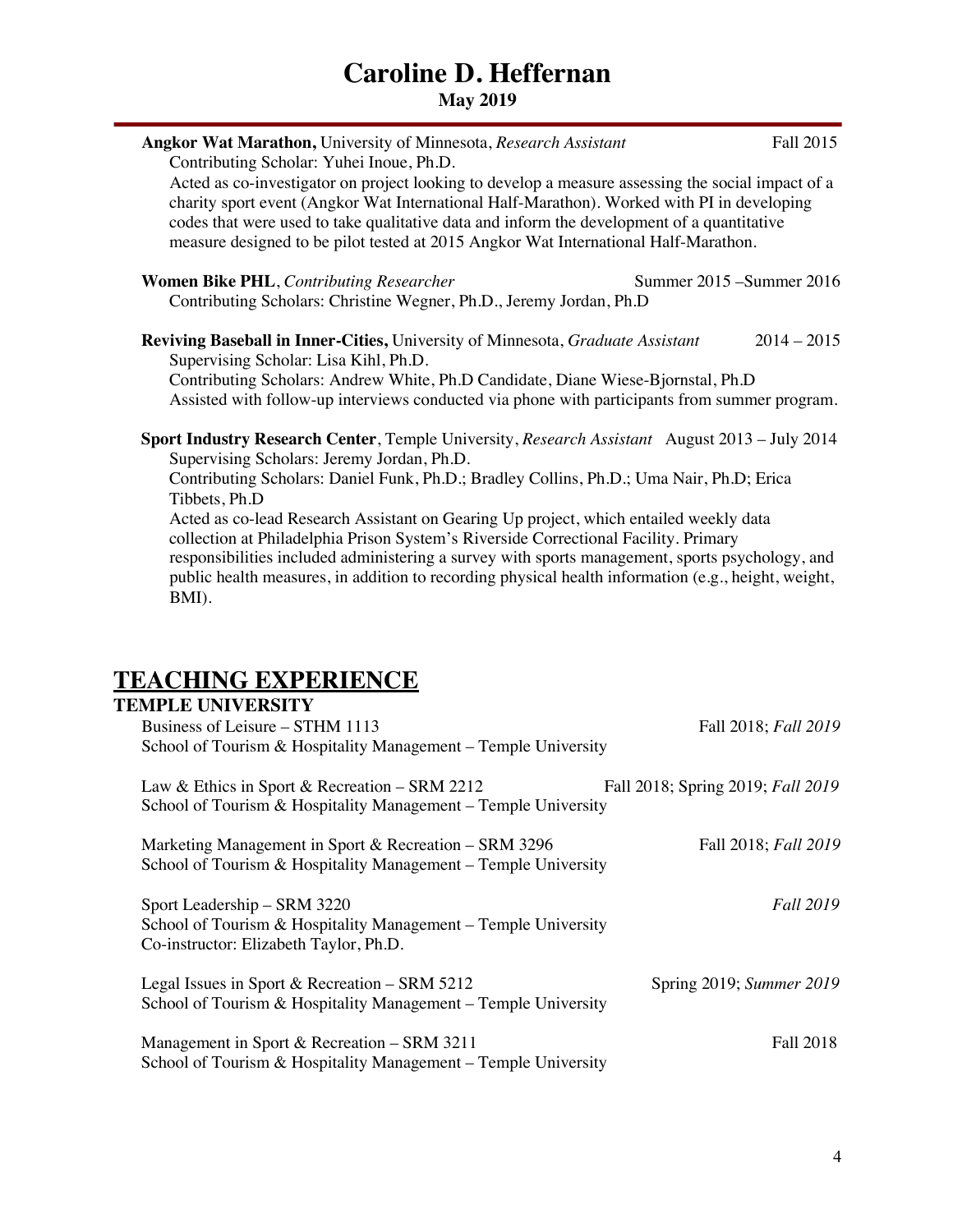**Angkor Wat Marathon,** University of Minnesota, *Research Assistant* Fall 2015
Contributing Scholar: Yuhei Inoue, Ph.D.
Acted as co-investigator on project looking to develop a measure assessing the social impact of a charity sport event (Angkor Wat International Half-Marathon). Worked with PI in developing codes that were used to take qualitative data and inform the development of a quantitative measure designed to be pilot tested at 2015 Angkor Wat International Half-Marathon.

**Women Bike PHL**, *Contributing Researcher* Summer 2015 –Summer 2016
Contributing Scholars: Christine Wegner, Ph.D., Jeremy Jordan, Ph.D

**Reviving Baseball in Inner-Cities,** University of Minnesota, *Graduate Assistant* 2014 – 2015
Supervising Scholar: Lisa Kihl, Ph.D.
Contributing Scholars: Andrew White, Ph.D Candidate, Diane Wiese-Bjornstal, Ph.D
Assisted with follow-up interviews conducted via phone with participants from summer program.

**Sport Industry Research Center**, Temple University, *Research Assistant* August 2013 – July 2014
Supervising Scholars: Jeremy Jordan, Ph.D.
Contributing Scholars: Daniel Funk, Ph.D.; Bradley Collins, Ph.D.; Uma Nair, Ph.D; Erica Tibbets, Ph.D
Acted as co-lead Research Assistant on Gearing Up project, which entailed weekly data collection at Philadelphia Prison System's Riverside Correctional Facility. Primary responsibilities included administering a survey with sports management, sports psychology, and public health measures, in addition to recording physical health information (e.g., height, weight, BMI).

# TEACHING EXPERIENCE

## TEMPLE UNIVERSITY

Business of Leisure – STHM 1113 Fall 2018; *Fall 2019*
School of Tourism & Hospitality Management – Temple University

Law & Ethics in Sport & Recreation – SRM 2212 Fall 2018; Spring 2019; *Fall 2019*
School of Tourism & Hospitality Management – Temple University

Marketing Management in Sport & Recreation – SRM 3296 Fall 2018; *Fall 2019*
School of Tourism & Hospitality Management – Temple University

Sport Leadership – SRM 3220 *Fall 2019*
School of Tourism & Hospitality Management – Temple University
Co-instructor: Elizabeth Taylor, Ph.D.

Legal Issues in Sport & Recreation – SRM 5212 Spring 2019; *Summer 2019*
School of Tourism & Hospitality Management – Temple University

Management in Sport & Recreation – SRM 3211 Fall 2018
School of Tourism & Hospitality Management – Temple University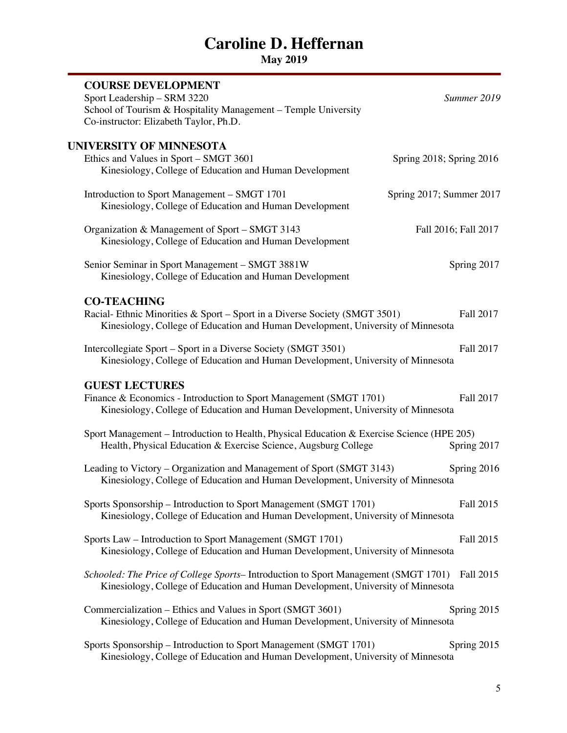### COURSE DEVELOPMENT

Sport Leadership – SRM 3220 *Summer 2019*
School of Tourism & Hospitality Management – Temple University
Co-instructor: Elizabeth Taylor, Ph.D.

## UNIVERSITY OF MINNESOTA

Ethics and Values in Sport – SMGT 3601 Spring 2018; Spring 2016
Kinesiology, College of Education and Human Development

Introduction to Sport Management – SMGT 1701 Spring 2017; Summer 2017
Kinesiology, College of Education and Human Development

Organization & Management of Sport – SMGT 3143 Fall 2016; Fall 2017
Kinesiology, College of Education and Human Development

Senior Seminar in Sport Management – SMGT 3881W Spring 2017
Kinesiology, College of Education and Human Development

### CO-TEACHING

Racial- Ethnic Minorities & Sport – Sport in a Diverse Society (SMGT 3501) Fall 2017
Kinesiology, College of Education and Human Development, University of Minnesota

Intercollegiate Sport – Sport in a Diverse Society (SMGT 3501) Fall 2017
Kinesiology, College of Education and Human Development, University of Minnesota

### GUEST LECTURES

Finance & Economics - Introduction to Sport Management (SMGT 1701) Fall 2017
Kinesiology, College of Education and Human Development, University of Minnesota

Sport Management – Introduction to Health, Physical Education & Exercise Science (HPE 205)
Health, Physical Education & Exercise Science, Augsburg College Spring 2017

Leading to Victory – Organization and Management of Sport (SMGT 3143) Spring 2016
Kinesiology, College of Education and Human Development, University of Minnesota

Sports Sponsorship – Introduction to Sport Management (SMGT 1701) Fall 2015
Kinesiology, College of Education and Human Development, University of Minnesota

Sports Law – Introduction to Sport Management (SMGT 1701) Fall 2015
Kinesiology, College of Education and Human Development, University of Minnesota

*Schooled: The Price of College Sports*– Introduction to Sport Management (SMGT 1701) Fall 2015
Kinesiology, College of Education and Human Development, University of Minnesota

Commercialization – Ethics and Values in Sport (SMGT 3601) Spring 2015
Kinesiology, College of Education and Human Development, University of Minnesota

Sports Sponsorship – Introduction to Sport Management (SMGT 1701) Spring 2015
Kinesiology, College of Education and Human Development, University of Minnesota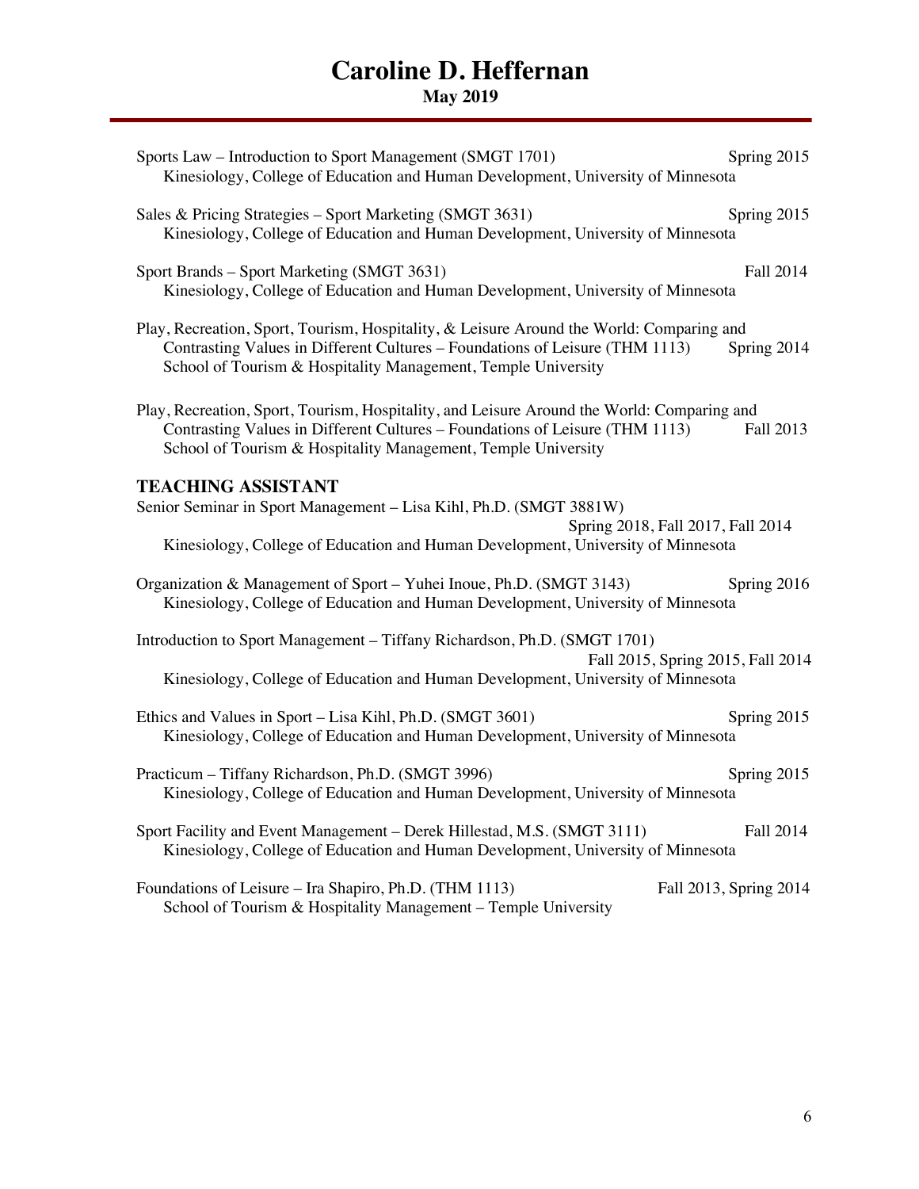Sports Law – Introduction to Sport Management (SMGT 1701) Spring 2015
Kinesiology, College of Education and Human Development, University of Minnesota

Sales & Pricing Strategies – Sport Marketing (SMGT 3631) Spring 2015
Kinesiology, College of Education and Human Development, University of Minnesota

Sport Brands – Sport Marketing (SMGT 3631) Fall 2014
Kinesiology, College of Education and Human Development, University of Minnesota

Play, Recreation, Sport, Tourism, Hospitality, & Leisure Around the World: Comparing and Contrasting Values in Different Cultures – Foundations of Leisure (THM 1113) Spring 2014
School of Tourism & Hospitality Management, Temple University

Play, Recreation, Sport, Tourism, Hospitality, and Leisure Around the World: Comparing and Contrasting Values in Different Cultures – Foundations of Leisure (THM 1113) Fall 2013
School of Tourism & Hospitality Management, Temple University

## TEACHING ASSISTANT

Senior Seminar in Sport Management – Lisa Kihl, Ph.D. (SMGT 3881W) Spring 2018, Fall 2017, Fall 2014
Kinesiology, College of Education and Human Development, University of Minnesota

Organization & Management of Sport – Yuhei Inoue, Ph.D. (SMGT 3143) Spring 2016
Kinesiology, College of Education and Human Development, University of Minnesota

Introduction to Sport Management – Tiffany Richardson, Ph.D. (SMGT 1701) Fall 2015, Spring 2015, Fall 2014
Kinesiology, College of Education and Human Development, University of Minnesota

Ethics and Values in Sport – Lisa Kihl, Ph.D. (SMGT 3601) Spring 2015
Kinesiology, College of Education and Human Development, University of Minnesota

Practicum – Tiffany Richardson, Ph.D. (SMGT 3996) Spring 2015
Kinesiology, College of Education and Human Development, University of Minnesota

Sport Facility and Event Management – Derek Hillestad, M.S. (SMGT 3111) Fall 2014
Kinesiology, College of Education and Human Development, University of Minnesota

Foundations of Leisure – Ira Shapiro, Ph.D. (THM 1113) Fall 2013, Spring 2014
School of Tourism & Hospitality Management – Temple University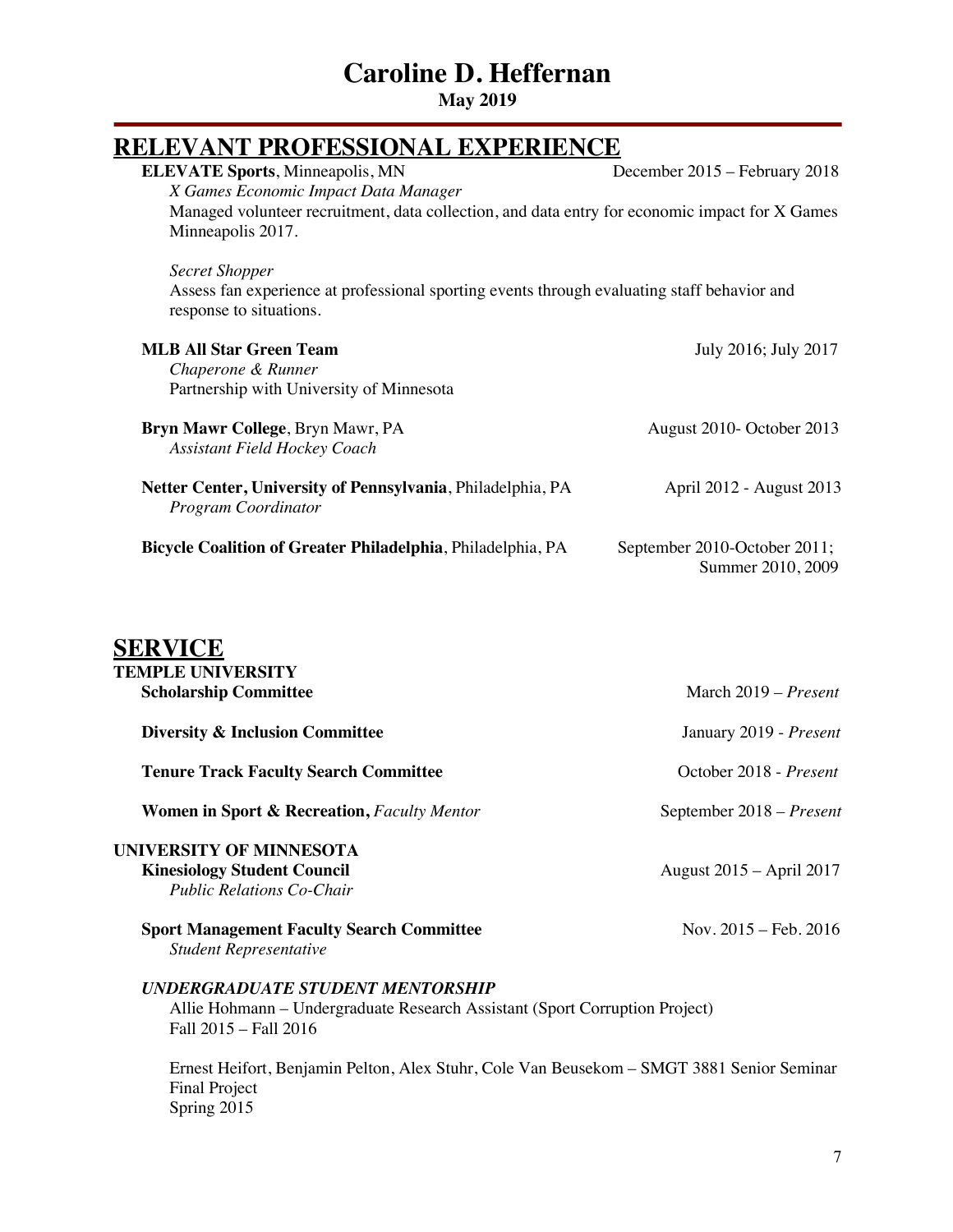# Caroline D. Heffernan

**May 2019**

## RELEVANT PROFESSIONAL EXPERIENCE

**ELEVATE Sports**, Minneapolis, MN — December 2015 – February 2018

*X Games Economic Impact Data Manager*

Managed volunteer recruitment, data collection, and data entry for economic impact for X Games Minneapolis 2017.

*Secret Shopper*

Assess fan experience at professional sporting events through evaluating staff behavior and response to situations.

**MLB All Star Green Team** — July 2016; July 2017

*Chaperone & Runner*

Partnership with University of Minnesota

**Bryn Mawr College**, Bryn Mawr, PA — August 2010- October 2013

*Assistant Field Hockey Coach*

**Netter Center, University of Pennsylvania**, Philadelphia, PA — April 2012 - August 2013

*Program Coordinator*

**Bicycle Coalition of Greater Philadelphia**, Philadelphia, PA — September 2010-October 2011; Summer 2010, 2009

## SERVICE

### TEMPLE UNIVERSITY

**Scholarship Committee** — March 2019 – *Present*

**Diversity & Inclusion Committee** — January 2019 - *Present*

**Tenure Track Faculty Search Committee** — October 2018 - *Present*

**Women in Sport & Recreation,** *Faculty Mentor* — September 2018 – *Present*

### UNIVERSITY OF MINNESOTA

**Kinesiology Student Council** — August 2015 – April 2017

*Public Relations Co-Chair*

**Sport Management Faculty Search Committee** — Nov. 2015 – Feb. 2016

*Student Representative*

***UNDERGRADUATE STUDENT MENTORSHIP***

Allie Hohmann – Undergraduate Research Assistant (Sport Corruption Project)
Fall 2015 – Fall 2016

Ernest Heifort, Benjamin Pelton, Alex Stuhr, Cole Van Beusekom – SMGT 3881 Senior Seminar Final Project
Spring 2015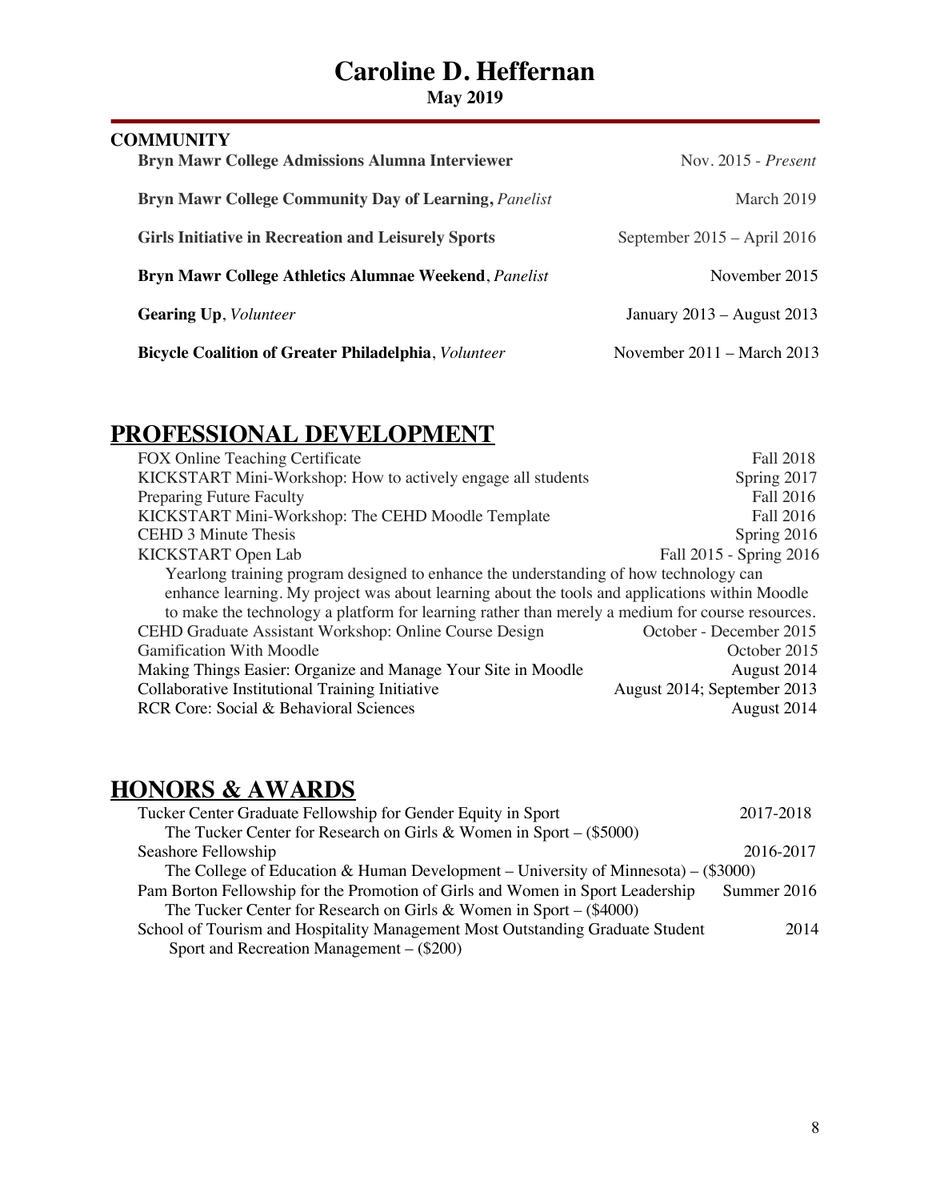# Caroline D. Heffernan

**May 2019**

### COMMUNITY

**Bryn Mawr College Admissions Alumna Interviewer** — Nov. 2015 - *Present*

**Bryn Mawr College Community Day of Learning,** *Panelist* — March 2019

**Girls Initiative in Recreation and Leisurely Sports** — September 2015 – April 2016

**Bryn Mawr College Athletics Alumnae Weekend**, *Panelist* — November 2015

**Gearing Up**, *Volunteer* — January 2013 – August 2013

**Bicycle Coalition of Greater Philadelphia**, *Volunteer* — November 2011 – March 2013

## PROFESSIONAL DEVELOPMENT

FOX Online Teaching Certificate — Fall 2018

KICKSTART Mini-Workshop: How to actively engage all students — Spring 2017

Preparing Future Faculty — Fall 2016

KICKSTART Mini-Workshop: The CEHD Moodle Template — Fall 2016

CEHD 3 Minute Thesis — Spring 2016

KICKSTART Open Lab — Fall 2015 - Spring 2016

Yearlong training program designed to enhance the understanding of how technology can enhance learning. My project was about learning about the tools and applications within Moodle to make the technology a platform for learning rather than merely a medium for course resources.

CEHD Graduate Assistant Workshop: Online Course Design — October - December 2015

Gamification With Moodle — October 2015

Making Things Easier: Organize and Manage Your Site in Moodle — August 2014

Collaborative Institutional Training Initiative — August 2014; September 2013

RCR Core: Social & Behavioral Sciences — August 2014

## HONORS & AWARDS

Tucker Center Graduate Fellowship for Gender Equity in Sport — 2017-2018

The Tucker Center for Research on Girls & Women in Sport – ($5000)

Seashore Fellowship — 2016-2017

The College of Education & Human Development – University of Minnesota) – ($3000)

Pam Borton Fellowship for the Promotion of Girls and Women in Sport Leadership — Summer 2016

The Tucker Center for Research on Girls & Women in Sport – ($4000)

School of Tourism and Hospitality Management Most Outstanding Graduate Student — 2014

Sport and Recreation Management – ($200)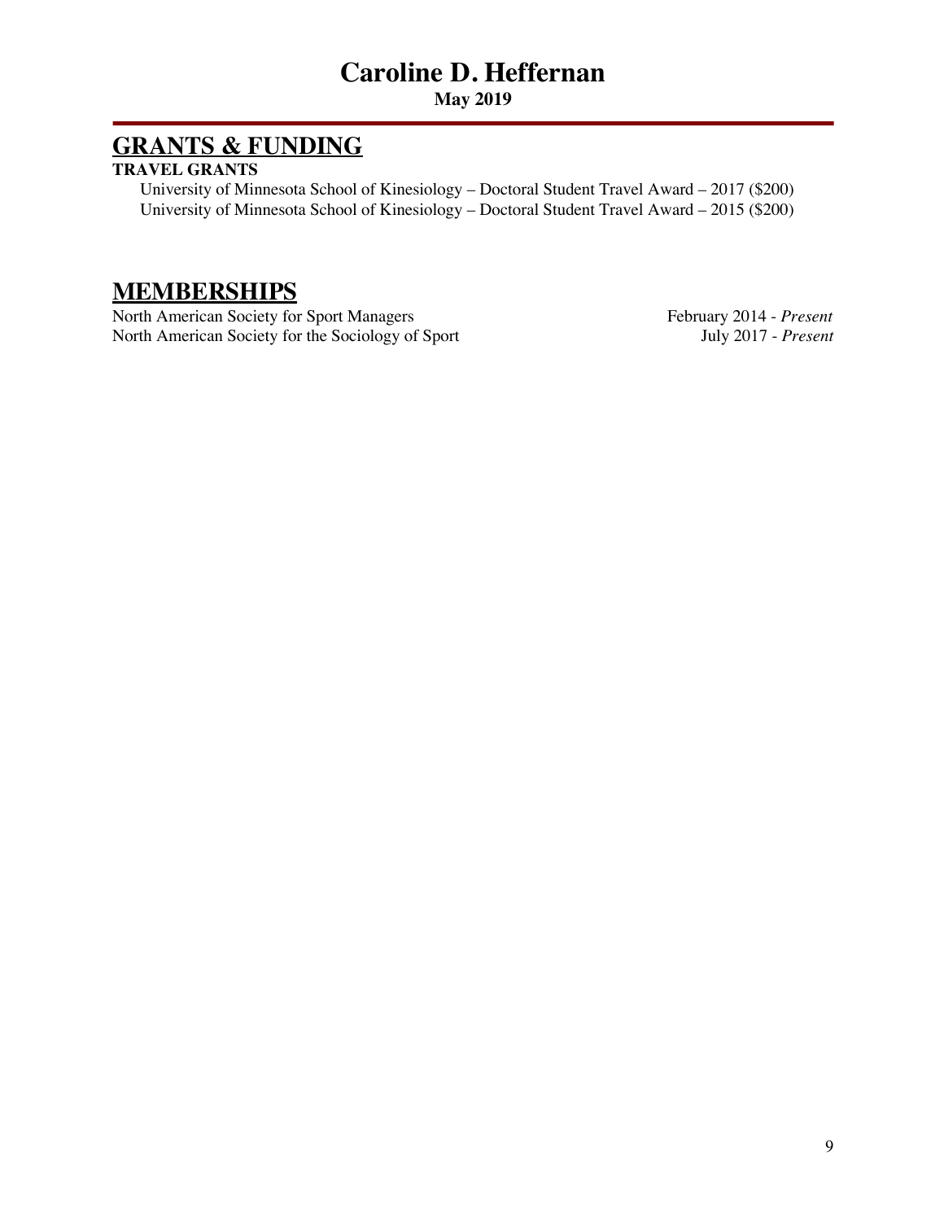## GRANTS & FUNDING

**TRAVEL GRANTS**

University of Minnesota School of Kinesiology – Doctoral Student Travel Award – 2017 ($200)
University of Minnesota School of Kinesiology – Doctoral Student Travel Award – 2015 ($200)

## MEMBERSHIPS

North American Society for Sport Managers — February 2014 - *Present*
North American Society for the Sociology of Sport — July 2017 - *Present*